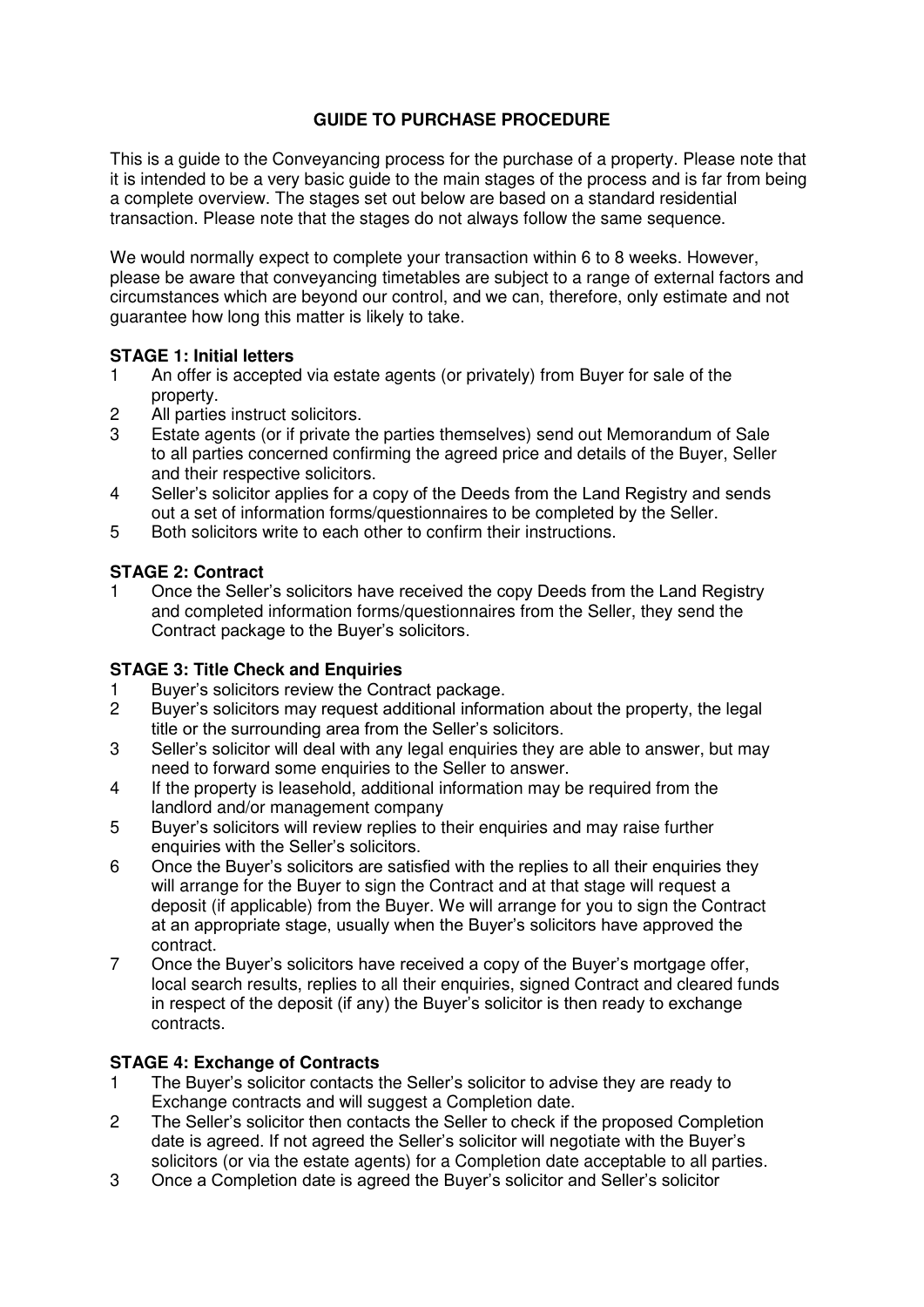# GUIDE TO PURCHASE PROCEDURE

This is a guide to the Conveyancing process for the purchase of a property. Please note that it is intended to be a very basic guide to the main stages of the process and is far from being a complete overview. The stages set out below are based on a standard residential transaction. Please note that the stages do not always follow the same sequence.

We would normally expect to complete your transaction within 6 to 8 weeks. However, please be aware that conveyancing timetables are subject to a range of external factors and circumstances which are beyond our control, and we can, therefore, only estimate and not guarantee how long this matter is likely to take.

## STAGE 1: Initial letters

1. An offer is accepted via estate agents (or privately) from Buyer for sale of the property.
2. All parties instruct solicitors.
3. Estate agents (or if private the parties themselves) send out Memorandum of Sale to all parties concerned confirming the agreed price and details of the Buyer, Seller and their respective solicitors.
4. Seller's solicitor applies for a copy of the Deeds from the Land Registry and sends out a set of information forms/questionnaires to be completed by the Seller.
5. Both solicitors write to each other to confirm their instructions.

## STAGE 2: Contract

1. Once the Seller's solicitors have received the copy Deeds from the Land Registry and completed information forms/questionnaires from the Seller, they send the Contract package to the Buyer's solicitors.

## STAGE 3: Title Check and Enquiries

1. Buyer's solicitors review the Contract package.
2. Buyer's solicitors may request additional information about the property, the legal title or the surrounding area from the Seller's solicitors.
3. Seller's solicitor will deal with any legal enquiries they are able to answer, but may need to forward some enquiries to the Seller to answer.
4. If the property is leasehold, additional information may be required from the landlord and/or management company
5. Buyer's solicitors will review replies to their enquiries and may raise further enquiries with the Seller's solicitors.
6. Once the Buyer's solicitors are satisfied with the replies to all their enquiries they will arrange for the Buyer to sign the Contract and at that stage will request a deposit (if applicable) from the Buyer. We will arrange for you to sign the Contract at an appropriate stage, usually when the Buyer's solicitors have approved the contract.
7. Once the Buyer's solicitors have received a copy of the Buyer's mortgage offer, local search results, replies to all their enquiries, signed Contract and cleared funds in respect of the deposit (if any) the Buyer's solicitor is then ready to exchange contracts.

## STAGE 4: Exchange of Contracts

1. The Buyer's solicitor contacts the Seller's solicitor to advise they are ready to Exchange contracts and will suggest a Completion date.
2. The Seller's solicitor then contacts the Seller to check if the proposed Completion date is agreed. If not agreed the Seller's solicitor will negotiate with the Buyer's solicitors (or via the estate agents) for a Completion date acceptable to all parties.
3. Once a Completion date is agreed the Buyer's solicitor and Seller's solicitor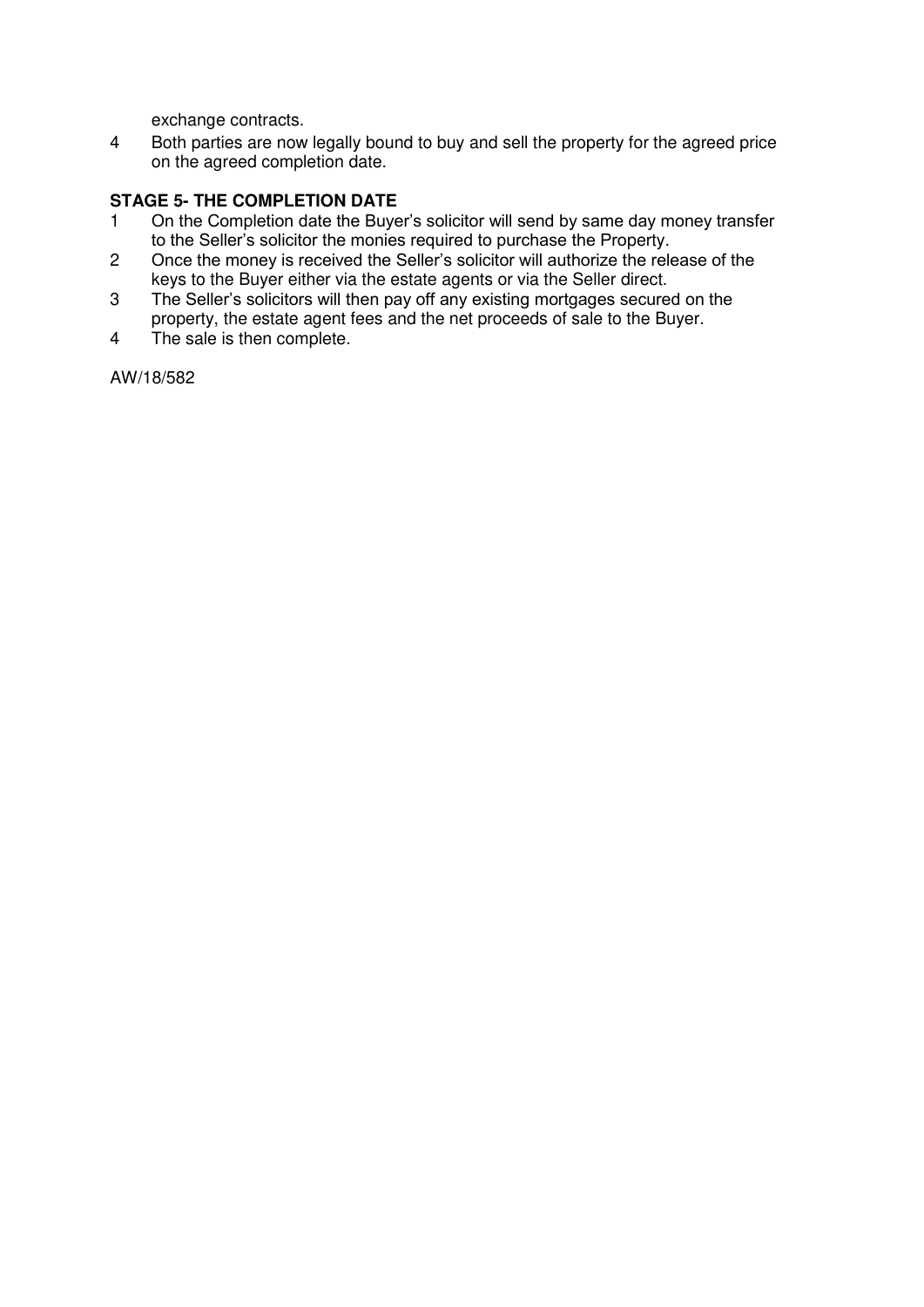exchange contracts.

4 Both parties are now legally bound to buy and sell the property for the agreed price on the agreed completion date.

**STAGE 5- THE COMPLETION DATE**

1 On the Completion date the Buyer's solicitor will send by same day money transfer to the Seller's solicitor the monies required to purchase the Property.
2 Once the money is received the Seller's solicitor will authorize the release of the keys to the Buyer either via the estate agents or via the Seller direct.
3 The Seller's solicitors will then pay off any existing mortgages secured on the property, the estate agent fees and the net proceeds of sale to the Buyer.
4 The sale is then complete.

AW/18/582